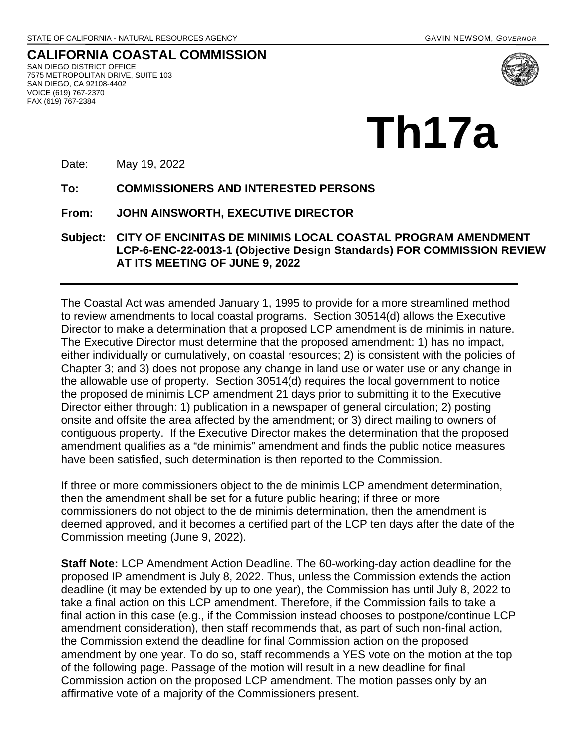STATE OF CALIFORNIA - NATURAL RESOURCES AGENCY GAVIN NEWSOM, *GOVERNOR*

**CALIFORNIA COASTAL COMMISSION**
SAN DIEGO DISTRICT OFFICE
7575 METROPOLITAN DRIVE, SUITE 103
SAN DIEGO, CA 92108-4402
VOICE (619) 767-2370
FAX (619) 767-2384

# Th17a

Date: May 19, 2022

**To: COMMISSIONERS AND INTERESTED PERSONS**

**From: JOHN AINSWORTH, EXECUTIVE DIRECTOR**

**Subject: CITY OF ENCINITAS DE MINIMIS LOCAL COASTAL PROGRAM AMENDMENT LCP-6-ENC-22-0013-1 (Objective Design Standards) FOR COMMISSION REVIEW AT ITS MEETING OF JUNE 9, 2022**

---

The Coastal Act was amended January 1, 1995 to provide for a more streamlined method to review amendments to local coastal programs. Section 30514(d) allows the Executive Director to make a determination that a proposed LCP amendment is de minimis in nature. The Executive Director must determine that the proposed amendment: 1) has no impact, either individually or cumulatively, on coastal resources; 2) is consistent with the policies of Chapter 3; and 3) does not propose any change in land use or water use or any change in the allowable use of property. Section 30514(d) requires the local government to notice the proposed de minimis LCP amendment 21 days prior to submitting it to the Executive Director either through: 1) publication in a newspaper of general circulation; 2) posting onsite and offsite the area affected by the amendment; or 3) direct mailing to owners of contiguous property. If the Executive Director makes the determination that the proposed amendment qualifies as a "de minimis" amendment and finds the public notice measures have been satisfied, such determination is then reported to the Commission.

If three or more commissioners object to the de minimis LCP amendment determination, then the amendment shall be set for a future public hearing; if three or more commissioners do not object to the de minimis determination, then the amendment is deemed approved, and it becomes a certified part of the LCP ten days after the date of the Commission meeting (June 9, 2022).

**Staff Note:** LCP Amendment Action Deadline. The 60-working-day action deadline for the proposed IP amendment is July 8, 2022. Thus, unless the Commission extends the action deadline (it may be extended by up to one year), the Commission has until July 8, 2022 to take a final action on this LCP amendment. Therefore, if the Commission fails to take a final action in this case (e.g., if the Commission instead chooses to postpone/continue LCP amendment consideration), then staff recommends that, as part of such non-final action, the Commission extend the deadline for final Commission action on the proposed amendment by one year. To do so, staff recommends a YES vote on the motion at the top of the following page. Passage of the motion will result in a new deadline for final Commission action on the proposed LCP amendment. The motion passes only by an affirmative vote of a majority of the Commissioners present.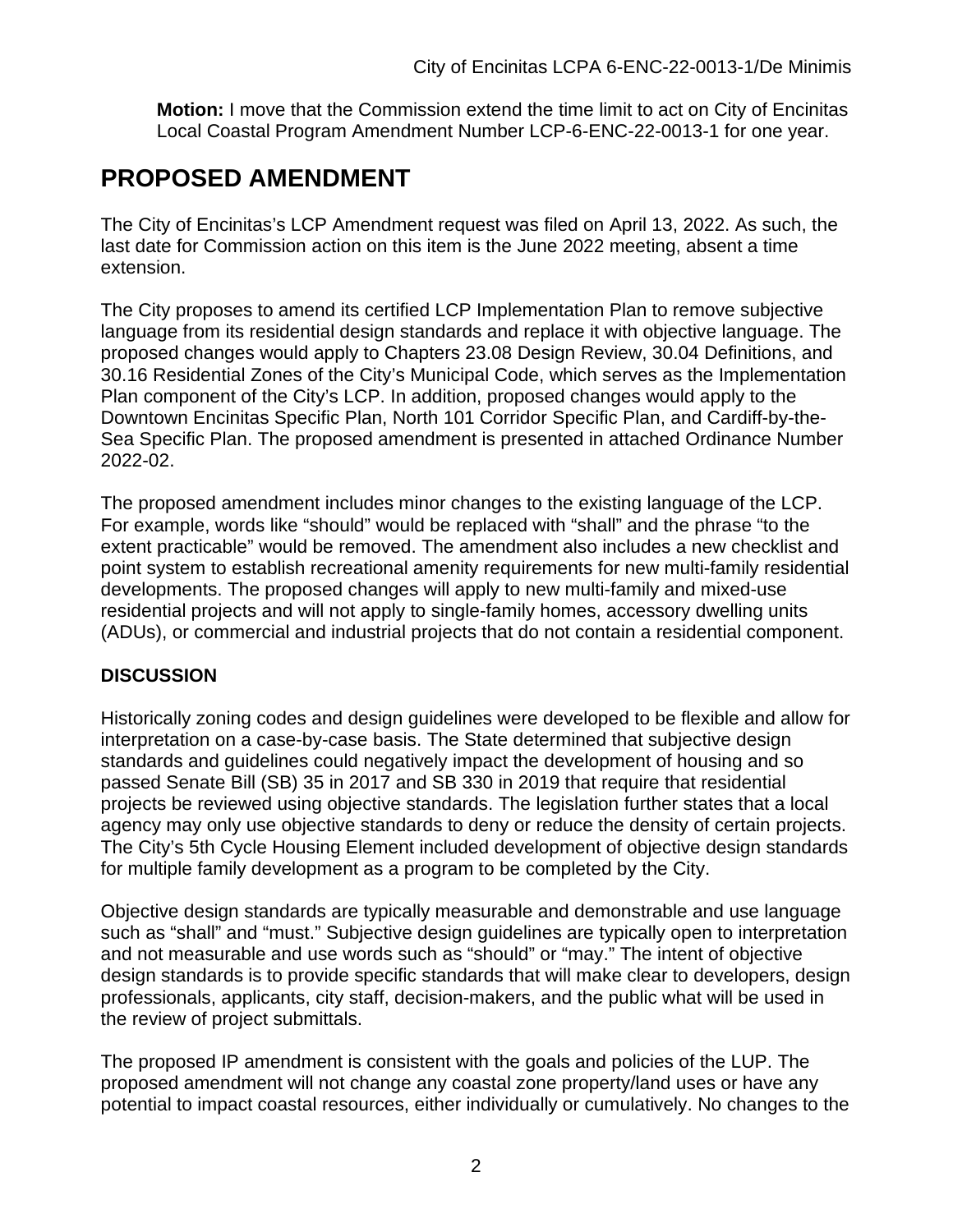**Motion:** I move that the Commission extend the time limit to act on City of Encinitas Local Coastal Program Amendment Number LCP-6-ENC-22-0013-1 for one year.

# PROPOSED AMENDMENT

The City of Encinitas's LCP Amendment request was filed on April 13, 2022. As such, the last date for Commission action on this item is the June 2022 meeting, absent a time extension.

The City proposes to amend its certified LCP Implementation Plan to remove subjective language from its residential design standards and replace it with objective language. The proposed changes would apply to Chapters 23.08 Design Review, 30.04 Definitions, and 30.16 Residential Zones of the City's Municipal Code, which serves as the Implementation Plan component of the City's LCP. In addition, proposed changes would apply to the Downtown Encinitas Specific Plan, North 101 Corridor Specific Plan, and Cardiff-by-the-Sea Specific Plan. The proposed amendment is presented in attached Ordinance Number 2022-02.

The proposed amendment includes minor changes to the existing language of the LCP. For example, words like "should" would be replaced with "shall" and the phrase "to the extent practicable" would be removed. The amendment also includes a new checklist and point system to establish recreational amenity requirements for new multi-family residential developments. The proposed changes will apply to new multi-family and mixed-use residential projects and will not apply to single-family homes, accessory dwelling units (ADUs), or commercial and industrial projects that do not contain a residential component.

## DISCUSSION

Historically zoning codes and design guidelines were developed to be flexible and allow for interpretation on a case-by-case basis. The State determined that subjective design standards and guidelines could negatively impact the development of housing and so passed Senate Bill (SB) 35 in 2017 and SB 330 in 2019 that require that residential projects be reviewed using objective standards. The legislation further states that a local agency may only use objective standards to deny or reduce the density of certain projects. The City's 5th Cycle Housing Element included development of objective design standards for multiple family development as a program to be completed by the City.

Objective design standards are typically measurable and demonstrable and use language such as "shall" and "must." Subjective design guidelines are typically open to interpretation and not measurable and use words such as "should" or "may." The intent of objective design standards is to provide specific standards that will make clear to developers, design professionals, applicants, city staff, decision-makers, and the public what will be used in the review of project submittals.

The proposed IP amendment is consistent with the goals and policies of the LUP. The proposed amendment will not change any coastal zone property/land uses or have any potential to impact coastal resources, either individually or cumulatively. No changes to the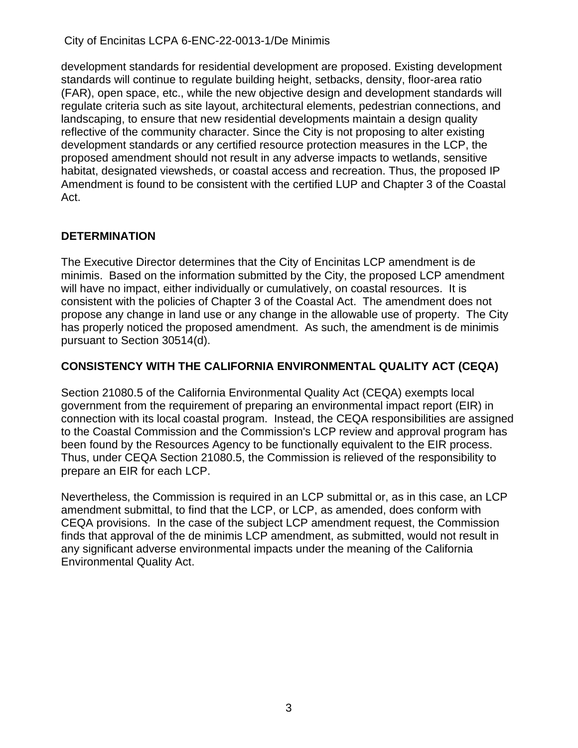development standards for residential development are proposed. Existing development standards will continue to regulate building height, setbacks, density, floor-area ratio (FAR), open space, etc., while the new objective design and development standards will regulate criteria such as site layout, architectural elements, pedestrian connections, and landscaping, to ensure that new residential developments maintain a design quality reflective of the community character. Since the City is not proposing to alter existing development standards or any certified resource protection measures in the LCP, the proposed amendment should not result in any adverse impacts to wetlands, sensitive habitat, designated viewsheds, or coastal access and recreation. Thus, the proposed IP Amendment is found to be consistent with the certified LUP and Chapter 3 of the Coastal Act.

## DETERMINATION

The Executive Director determines that the City of Encinitas LCP amendment is de minimis. Based on the information submitted by the City, the proposed LCP amendment will have no impact, either individually or cumulatively, on coastal resources. It is consistent with the policies of Chapter 3 of the Coastal Act. The amendment does not propose any change in land use or any change in the allowable use of property. The City has properly noticed the proposed amendment. As such, the amendment is de minimis pursuant to Section 30514(d).

## CONSISTENCY WITH THE CALIFORNIA ENVIRONMENTAL QUALITY ACT (CEQA)

Section 21080.5 of the California Environmental Quality Act (CEQA) exempts local government from the requirement of preparing an environmental impact report (EIR) in connection with its local coastal program. Instead, the CEQA responsibilities are assigned to the Coastal Commission and the Commission's LCP review and approval program has been found by the Resources Agency to be functionally equivalent to the EIR process. Thus, under CEQA Section 21080.5, the Commission is relieved of the responsibility to prepare an EIR for each LCP.

Nevertheless, the Commission is required in an LCP submittal or, as in this case, an LCP amendment submittal, to find that the LCP, or LCP, as amended, does conform with CEQA provisions. In the case of the subject LCP amendment request, the Commission finds that approval of the de minimis LCP amendment, as submitted, would not result in any significant adverse environmental impacts under the meaning of the California Environmental Quality Act.